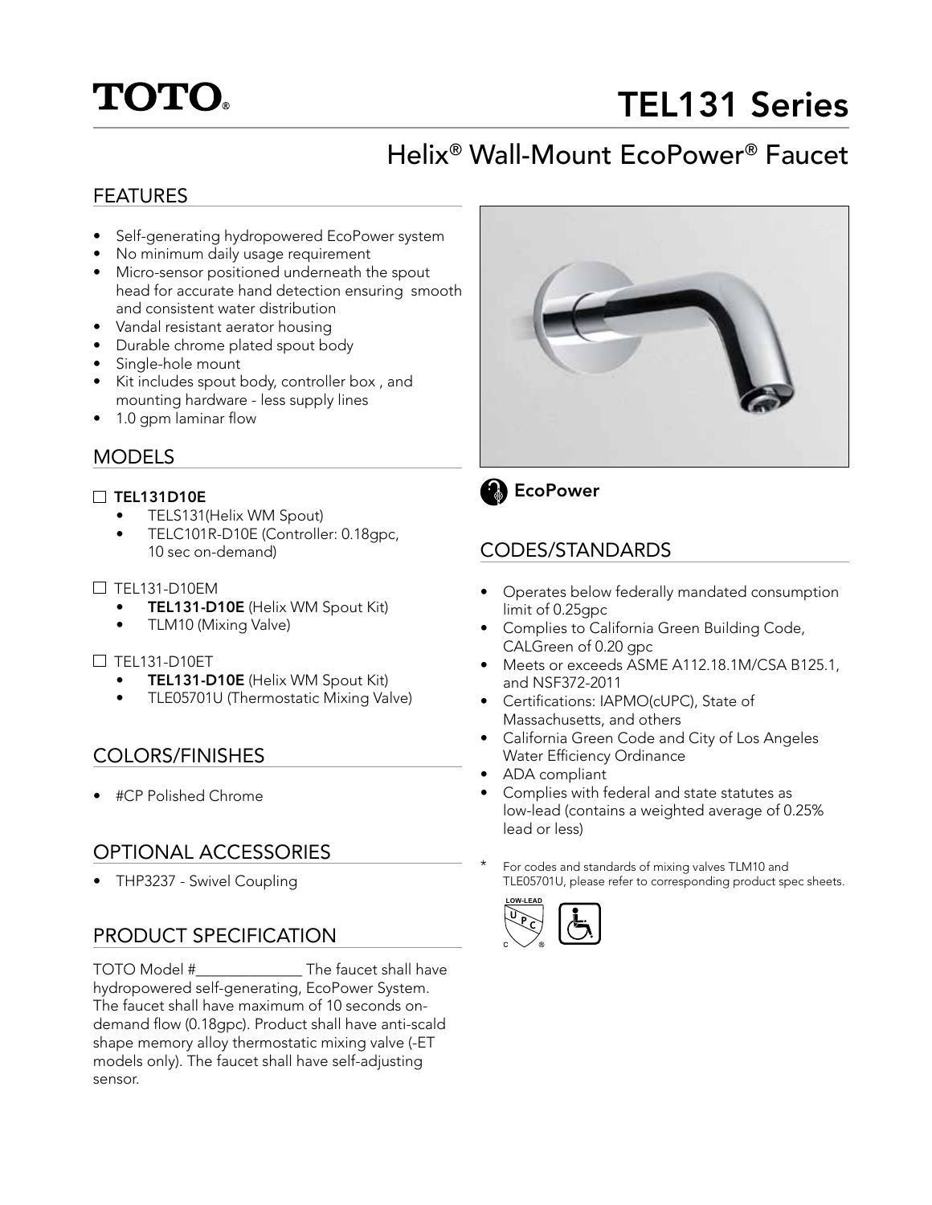# TOTO®

# TEL131 Series

## Helix® Wall-Mount EcoPower® Faucet

### FEATURES

- Self-generating hydropowered EcoPower system
- No minimum daily usage requirement
- Micro-sensor positioned underneath the spout head for accurate hand detection ensuring smooth and consistent water distribution
- Vandal resistant aerator housing
- Durable chrome plated spout body
- Single-hole mount
- Kit includes spout body, controller box , and mounting hardware - less supply lines
- 1.0 gpm laminar flow

### MODELS

☐ **TEL131D10E**
- TELS131(Helix WM Spout)
- TELC101R-D10E (Controller: 0.18gpc, 10 sec on-demand)

☐ TEL131-D10EM
- **TEL131-D10E** (Helix WM Spout Kit)
- TLM10 (Mixing Valve)

☐ TEL131-D10ET
- **TEL131-D10E** (Helix WM Spout Kit)
- TLE05701U (Thermostatic Mixing Valve)

### COLORS/FINISHES

- #CP Polished Chrome

### OPTIONAL ACCESSORIES

- THP3237 - Swivel Coupling

### PRODUCT SPECIFICATION

TOTO Model #______________ The faucet shall have hydropowered self-generating, EcoPower System. The faucet shall have maximum of 10 seconds on-demand flow (0.18gpc). Product shall have anti-scald shape memory alloy thermostatic mixing valve (-ET models only). The faucet shall have self-adjusting sensor.

**EcoPower**

### CODES/STANDARDS

- Operates below federally mandated consumption limit of 0.25gpc
- Complies to California Green Building Code, CALGreen of 0.20 gpc
- Meets or exceeds ASME A112.18.1M/CSA B125.1, and NSF372-2011
- Certifications: IAPMO(cUPC), State of Massachusetts, and others
- California Green Code and City of Los Angeles Water Efficiency Ordinance
- ADA compliant
- Complies with federal and state statutes as low-lead (contains a weighted average of 0.25% lead or less)

\* For codes and standards of mixing valves TLM10 and TLE05701U, please refer to corresponding product spec sheets.

LOW-LEAD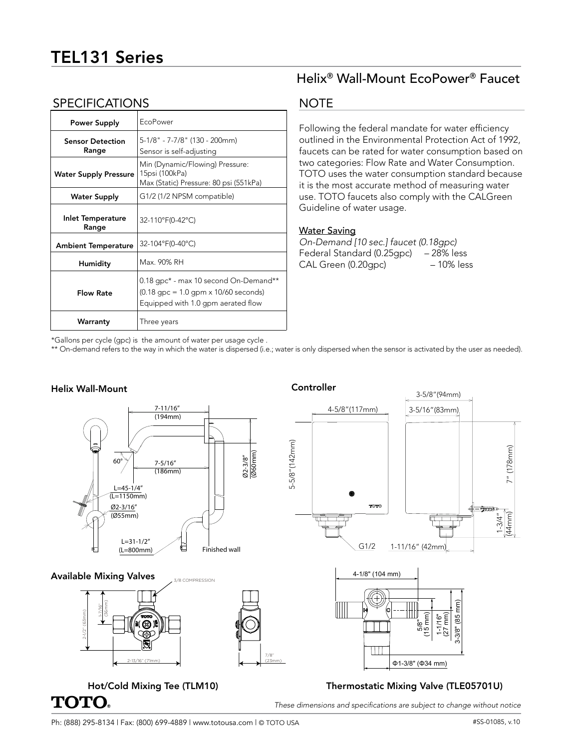# TEL131 Series

## Helix® Wall-Mount EcoPower® Faucet

## SPECIFICATIONS

| | |
|---|---|
| **Power Supply** | EcoPower |
| **Sensor Detection Range** | 5-1/8" - 7-7/8" (130 - 200mm)<br>Sensor is self-adjusting |
| **Water Supply Pressure** | Min (Dynamic/Flowing) Pressure: 15psi (100kPa)<br>Max (Static) Pressure: 80 psi (551kPa) |
| **Water Supply** | G1/2 (1/2 NPSM compatible) |
| **Inlet Temperature Range** | 32-110°F(0-42°C) |
| **Ambient Temperature** | 32-104°F(0-40°C) |
| **Humidity** | Max. 90% RH |
| **Flow Rate** | 0.18 gpc* - max 10 second On-Demand**<br>(0.18 gpc = 1.0 gpm x 10/60 seconds)<br>Equipped with 1.0 gpm aerated flow |
| **Warranty** | Three years |

*Gallons per cycle (gpc) is the amount of water per usage cycle .

** On-demand refers to the way in which the water is dispersed (i.e.; water is only dispersed when the sensor is activated by the user as needed).

## NOTE

Following the federal mandate for water efficiency outlined in the Environmental Protection Act of 1992, faucets can be rated for water consumption based on two categories: Flow Rate and Water Consumption. TOTO uses the water consumption standard because it is the most accurate method of measuring water use. TOTO faucets also comply with the CALGreen Guideline of water usage.

Water Saving

*On-Demand [10 sec.] faucet (0.18gpc)*

Federal Standard (0.25gpc) – 28% less

CAL Green (0.20gpc) – 10% less

**Helix Wall-Mount**

7-11/16″ (194mm)

60°

7-5/16″ (186mm)

Ø2-3/8″ (Ø60mm)

L=45-1/4″ (L=1150mm)

Ø2-3/16″ (Ø55mm)

L=31-1/2″ (L=800mm)

Finished wall

**Controller**

4-5/8″(117mm)

3-5/8″(94mm)

3-5/16″(83mm)

5-5/8″(142mm)

7″ (178mm)

1-3/4″ (44mm)

G1/2

1-11/16″ (42mm)

**Available Mixing Valves**

3/8 COMPRESSION

2-1/2″ (63mm)

1-7/16″ (36mm)

2-13/16″ (71mm)

7/8″ (23mm)

4-1/8" (104 mm)

5/8" (15 mm)

1-1/16" (27 mm)

3-3/8" (85 mm)

Φ1-3/8" (Φ34 mm)

**Hot/Cold Mixing Tee (TLM10)**

**Thermostatic Mixing Valve (TLE05701U)**

*These dimensions and specifications are subject to change without notice*

Ph: (888) 295-8134 | Fax: (800) 699-4889 | www.totousa.com | © TOTO USA

#SS-01085, v.10